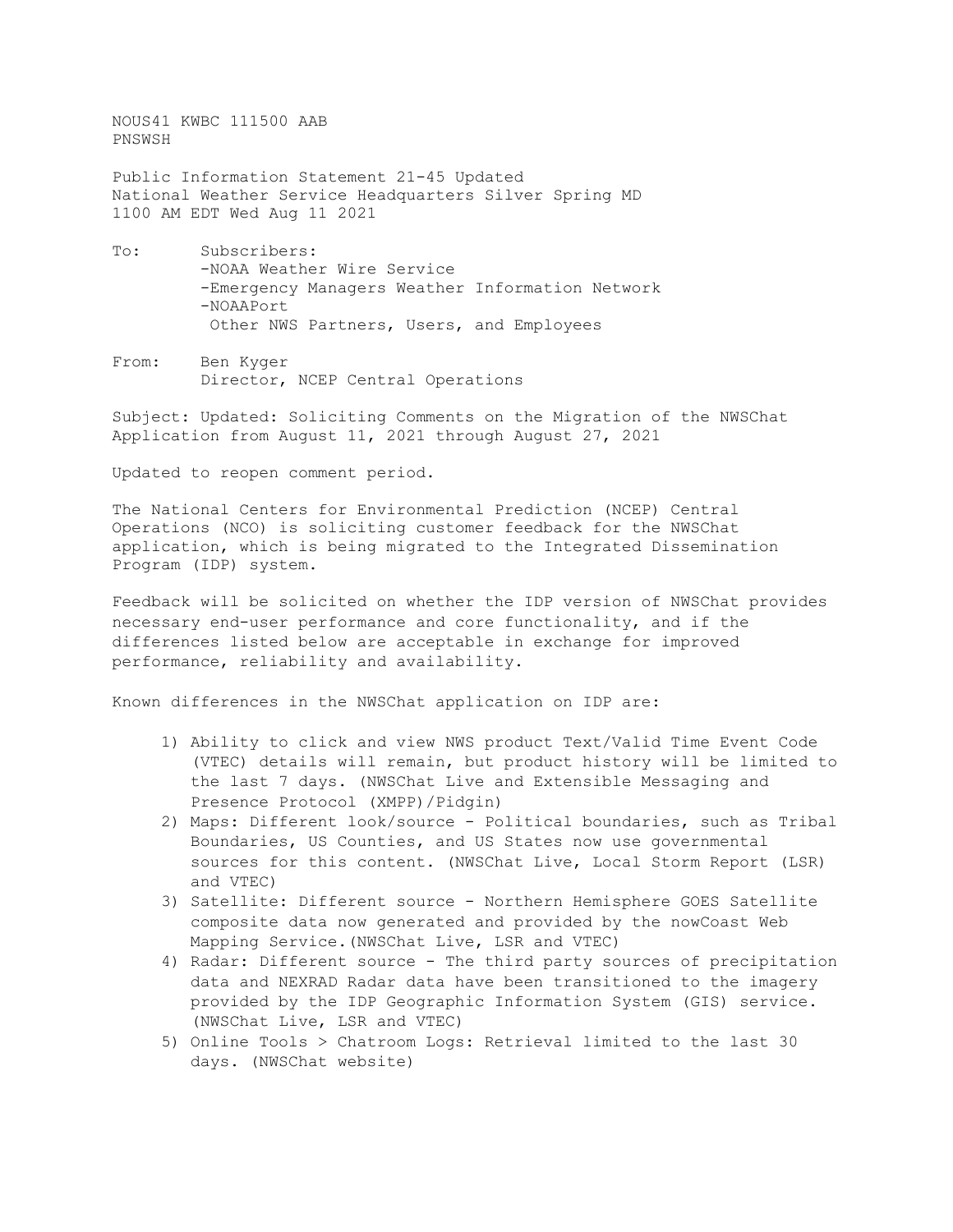NOUS41 KWBC 111500 AAB
PNSWSH

Public Information Statement 21-45 Updated
National Weather Service Headquarters Silver Spring MD
1100 AM EDT Wed Aug 11 2021

To: Subscribers:
-NOAA Weather Wire Service
-Emergency Managers Weather Information Network
-NOAAPort
Other NWS Partners, Users, and Employees

From: Ben Kyger
Director, NCEP Central Operations

Subject: Updated: Soliciting Comments on the Migration of the NWSChat Application from August 11, 2021 through August 27, 2021

Updated to reopen comment period.

The National Centers for Environmental Prediction (NCEP) Central Operations (NCO) is soliciting customer feedback for the NWSChat application, which is being migrated to the Integrated Dissemination Program (IDP) system.

Feedback will be solicited on whether the IDP version of NWSChat provides necessary end-user performance and core functionality, and if the differences listed below are acceptable in exchange for improved performance, reliability and availability.

Known differences in the NWSChat application on IDP are:

1) Ability to click and view NWS product Text/Valid Time Event Code (VTEC) details will remain, but product history will be limited to the last 7 days. (NWSChat Live and Extensible Messaging and Presence Protocol (XMPP)/Pidgin)
2) Maps: Different look/source - Political boundaries, such as Tribal Boundaries, US Counties, and US States now use governmental sources for this content. (NWSChat Live, Local Storm Report (LSR) and VTEC)
3) Satellite: Different source - Northern Hemisphere GOES Satellite composite data now generated and provided by the nowCoast Web Mapping Service.(NWSChat Live, LSR and VTEC)
4) Radar: Different source - The third party sources of precipitation data and NEXRAD Radar data have been transitioned to the imagery provided by the IDP Geographic Information System (GIS) service. (NWSChat Live, LSR and VTEC)
5) Online Tools > Chatroom Logs: Retrieval limited to the last 30 days. (NWSChat website)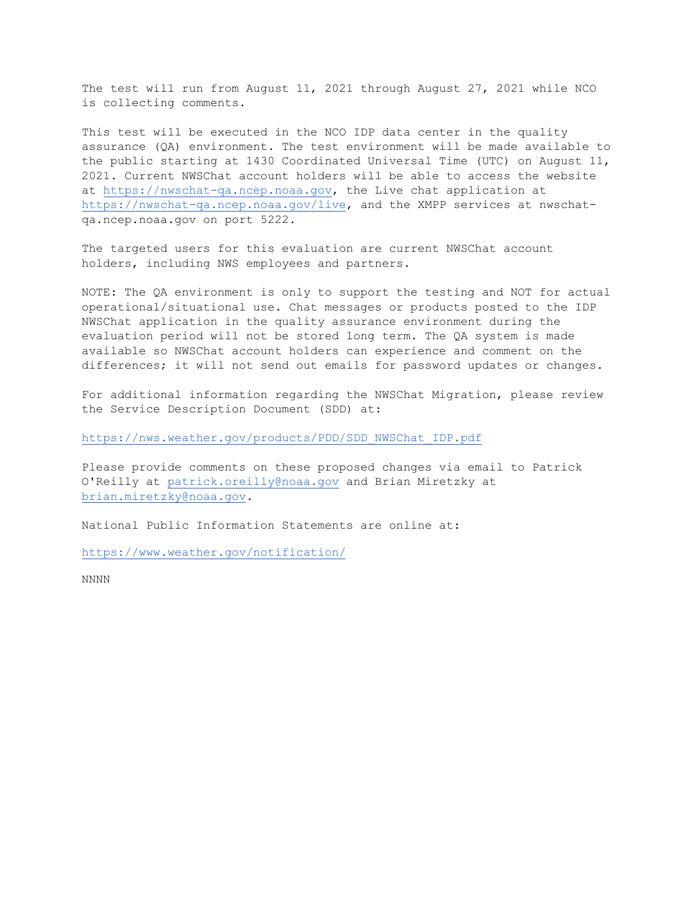The test will run from August 11, 2021 through August 27, 2021 while NCO is collecting comments.

This test will be executed in the NCO IDP data center in the quality assurance (QA) environment. The test environment will be made available to the public starting at 1430 Coordinated Universal Time (UTC) on August 11, 2021. Current NWSChat account holders will be able to access the website at https://nwschat-qa.ncep.noaa.gov, the Live chat application at https://nwschat-qa.ncep.noaa.gov/live, and the XMPP services at nwschat-qa.ncep.noaa.gov on port 5222.

The targeted users for this evaluation are current NWSChat account holders, including NWS employees and partners.

NOTE: The QA environment is only to support the testing and NOT for actual operational/situational use. Chat messages or products posted to the IDP NWSChat application in the quality assurance environment during the evaluation period will not be stored long term. The QA system is made available so NWSChat account holders can experience and comment on the differences; it will not send out emails for password updates or changes.

For additional information regarding the NWSChat Migration, please review the Service Description Document (SDD) at:

https://nws.weather.gov/products/PDD/SDD_NWSChat_IDP.pdf

Please provide comments on these proposed changes via email to Patrick O'Reilly at patrick.oreilly@noaa.gov and Brian Miretzky at brian.miretzky@noaa.gov.

National Public Information Statements are online at:

https://www.weather.gov/notification/

NNNN